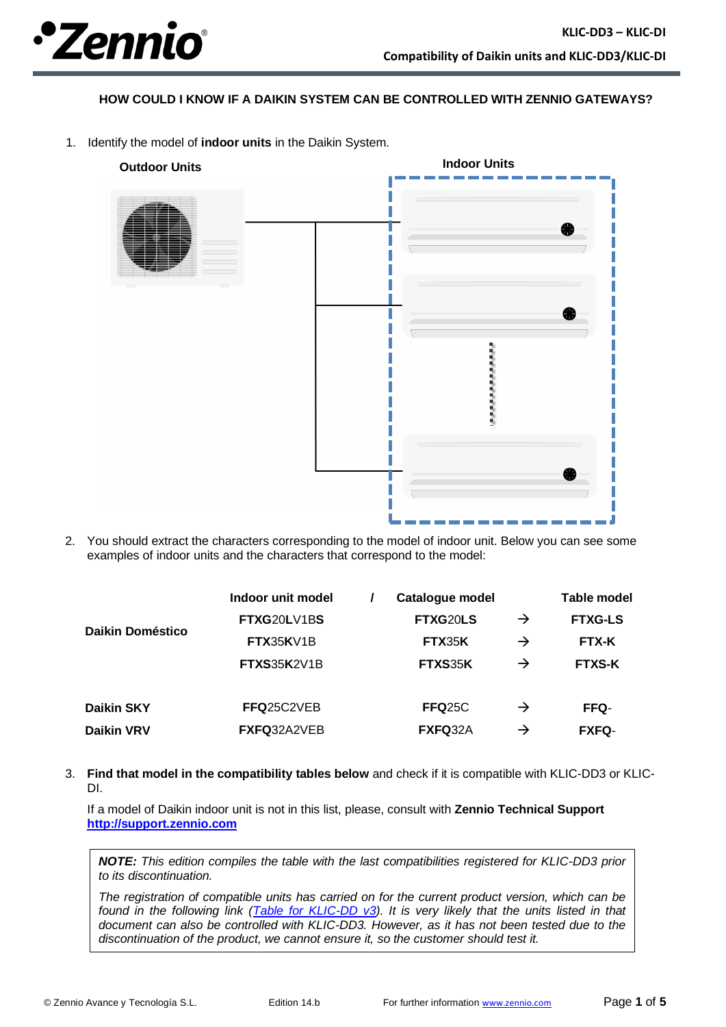## HOW COULD I KNOW IF A DAIKIN SYSTEM CAN BE CONTROLLED WITH ZENNIO GATEWAYS?

1. Identify the model of **indoor units** in the Daikin System.

**Outdoor Units** **Indoor Units**

2. You should extract the characters corresponding to the model of indoor unit. Below you can see some examples of indoor units and the characters that correspond to the model:

| | Indoor unit model | / | Catalogue model | | Table model |
|---|---|---|---|---|---|
| **Daikin Doméstico** | **FTXG**20**L**V1B**S** | | **FTXG**20**LS** | → | **FTXG-LS** |
| | **FTX**35**K**V1B | | **FTX**35**K** | → | **FTX-K** |
| | **FTXS**35**K**2V1B | | **FTXS**35**K** | → | **FTXS-K** |
| **Daikin SKY** | **FFQ**25C2VEB | | **FFQ**25C | → | **FFQ**- |
| **Daikin VRV** | **FXFQ**32A2VEB | | **FXFQ**32A | → | **FXFQ**- |

3. **Find that model in the compatibility tables below** and check if it is compatible with KLIC-DD3 or KLIC-DI.

   If a model of Daikin indoor unit is not in this list, please, consult with **Zennio Technical Support** **http://support.zennio.com**

> ***NOTE:*** *This edition compiles the table with the last compatibilities registered for KLIC-DD3 prior to its discontinuation.*
>
> *The registration of compatible units has carried on for the current product version, which can be found in the following link (Table for KLIC-DD v3). It is very likely that the units listed in that document can also be controlled with KLIC-DD3. However, as it has not been tested due to the discontinuation of the product, we cannot ensure it, so the customer should test it.*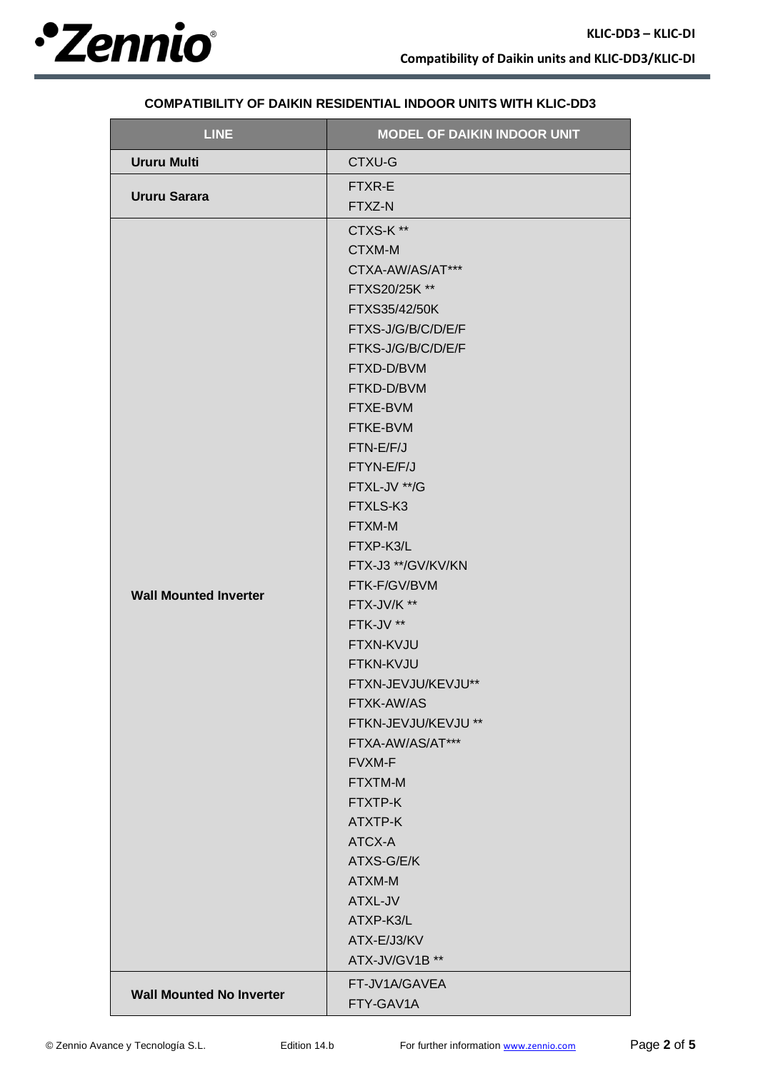**COMPATIBILITY OF DAIKIN RESIDENTIAL INDOOR UNITS WITH KLIC-DD3**

| LINE | MODEL OF DAIKIN INDOOR UNIT |
|---|---|
| **Ururu Multi** | CTXU-G |
| **Ururu Sarara** | FTXR-E |
| | FTXZ-N |
| **Wall Mounted Inverter** | CTXS-K ** |
| | CTXM-M |
| | CTXA-AW/AS/AT*** |
| | FTXS20/25K ** |
| | FTXS35/42/50K |
| | FTXS-J/G/B/C/D/E/F |
| | FTKS-J/G/B/C/D/E/F |
| | FTXD-D/BVM |
| | FTKD-D/BVM |
| | FTXE-BVM |
| | FTKE-BVM |
| | FTN-E/F/J |
| | FTYN-E/F/J |
| | FTXL-JV **/G |
| | FTXLS-K3 |
| | FTXM-M |
| | FTXP-K3/L |
| | FTX-J3 **/GV/KV/KN |
| | FTK-F/GV/BVM |
| | FTX-JV/K ** |
| | FTK-JV ** |
| | FTXN-KVJU |
| | FTKN-KVJU |
| | FTXN-JEVJU/KEVJU** |
| | FTXK-AW/AS |
| | FTKN-JEVJU/KEVJU ** |
| | FTXA-AW/AS/AT*** |
| | FVXM-F |
| | FTXTM-M |
| | FTXTP-K |
| | ATXTP-K |
| | ATCX-A |
| | ATXS-G/E/K |
| | ATXM-M |
| | ATXL-JV |
| | ATXP-K3/L |
| | ATX-E/J3/KV |
| | ATX-JV/GV1B ** |
| **Wall Mounted No Inverter** | FT-JV1A/GAVEA |
| | FTY-GAV1A |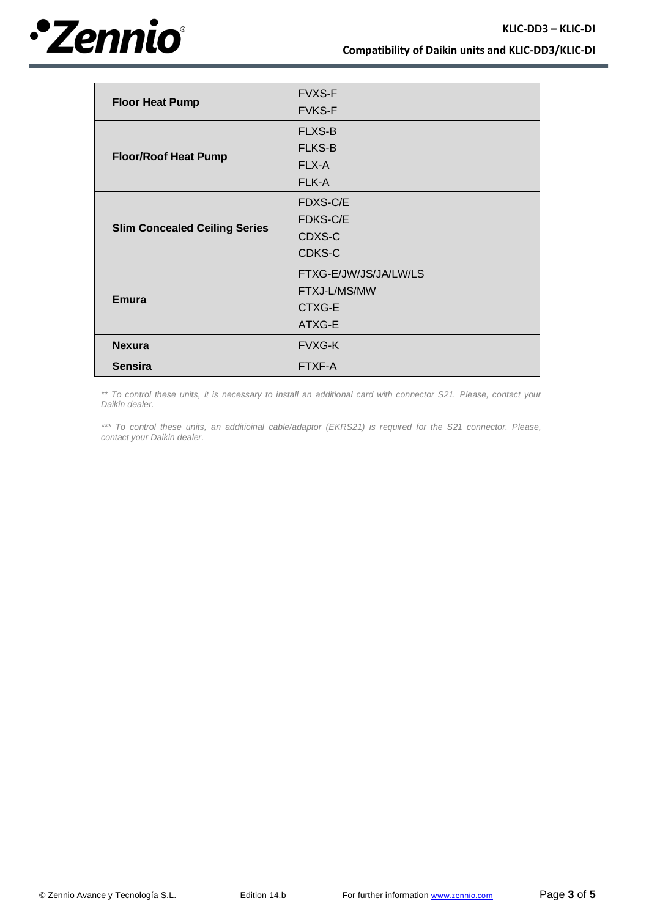| | |
|---|---|
| **Floor Heat Pump** | FVXS-F<br>FVKS-F |
| **Floor/Roof Heat Pump** | FLXS-B<br>FLKS-B<br>FLX-A<br>FLK-A |
| **Slim Concealed Ceiling Series** | FDXS-C/E<br>FDKS-C/E<br>CDXS-C<br>CDKS-C |
| **Emura** | FTXG-E/JW/JS/JA/LW/LS<br>FTXJ-L/MS/MW<br>CTXG-E<br>ATXG-E |
| **Nexura** | FVXG-K |
| **Sensira** | FTXF-A |

*** To control these units, it is necessary to install an additional card with connector S21. Please, contact your Daikin dealer.*

**** To control these units, an additioinal cable/adaptor (EKRS21) is required for the S21 connector. Please, contact your Daikin dealer.*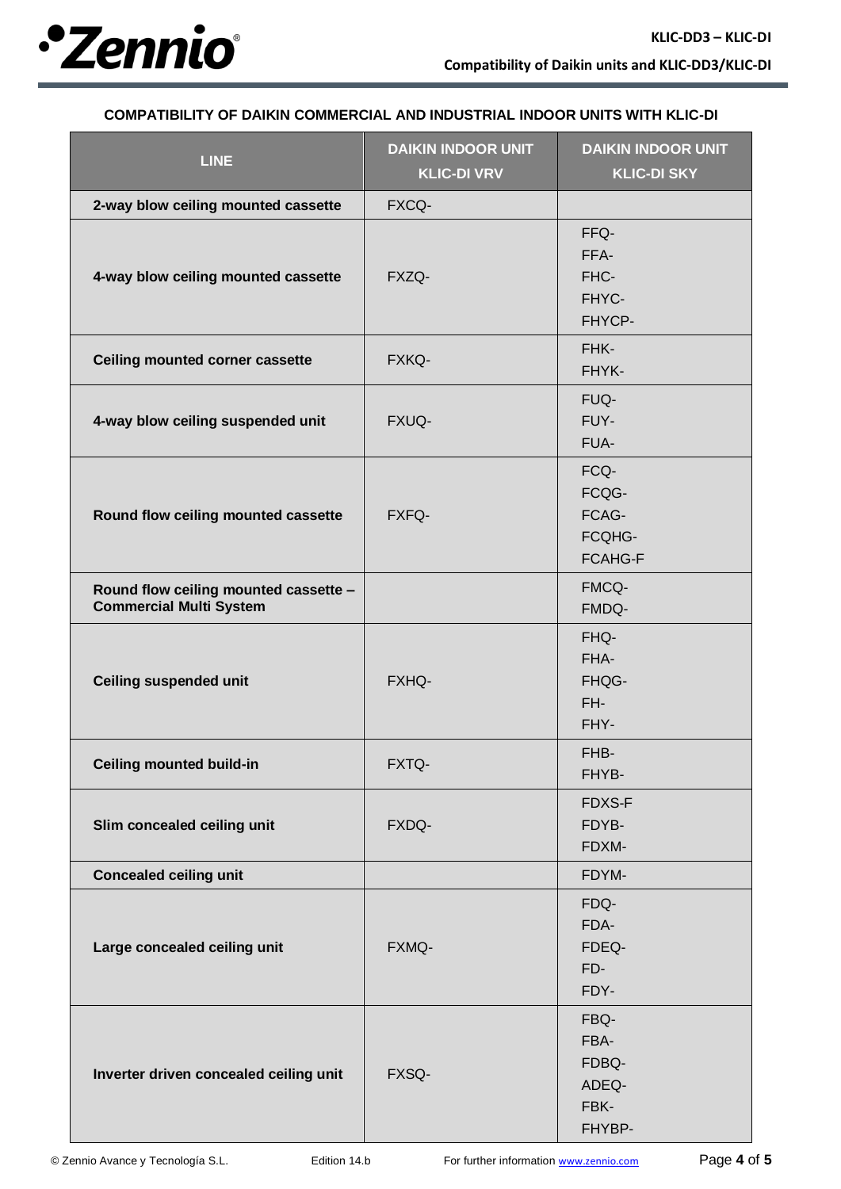### COMPATIBILITY OF DAIKIN COMMERCIAL AND INDUSTRIAL INDOOR UNITS WITH KLIC-DI

| LINE | DAIKIN INDOOR UNIT KLIC-DI VRV | DAIKIN INDOOR UNIT KLIC-DI SKY |
|---|---|---|
| **2-way blow ceiling mounted cassette** | FXCQ- | |
| **4-way blow ceiling mounted cassette** | FXZQ- | FFQ-<br>FFA-<br>FHC-<br>FHYC-<br>FHYCP- |
| **Ceiling mounted corner cassette** | FXKQ- | FHK-<br>FHYK- |
| **4-way blow ceiling suspended unit** | FXUQ- | FUQ-<br>FUY-<br>FUA- |
| **Round flow ceiling mounted cassette** | FXFQ- | FCQ-<br>FCQG-<br>FCAG-<br>FCQHG-<br>FCAHG-F |
| **Round flow ceiling mounted cassette – Commercial Multi System** | | FMCQ-<br>FMDQ- |
| **Ceiling suspended unit** | FXHQ- | FHQ-<br>FHA-<br>FHQG-<br>FH-<br>FHY- |
| **Ceiling mounted build-in** | FXTQ- | FHB-<br>FHYB- |
| **Slim concealed ceiling unit** | FXDQ- | FDXS-F<br>FDYB-<br>FDXM- |
| **Concealed ceiling unit** | | FDYM- |
| **Large concealed ceiling unit** | FXMQ- | FDQ-<br>FDA-<br>FDEQ-<br>FD-<br>FDY- |
| **Inverter driven concealed ceiling unit** | FXSQ- | FBQ-<br>FBA-<br>FDBQ-<br>ADEQ-<br>FBK-<br>FHYBP- |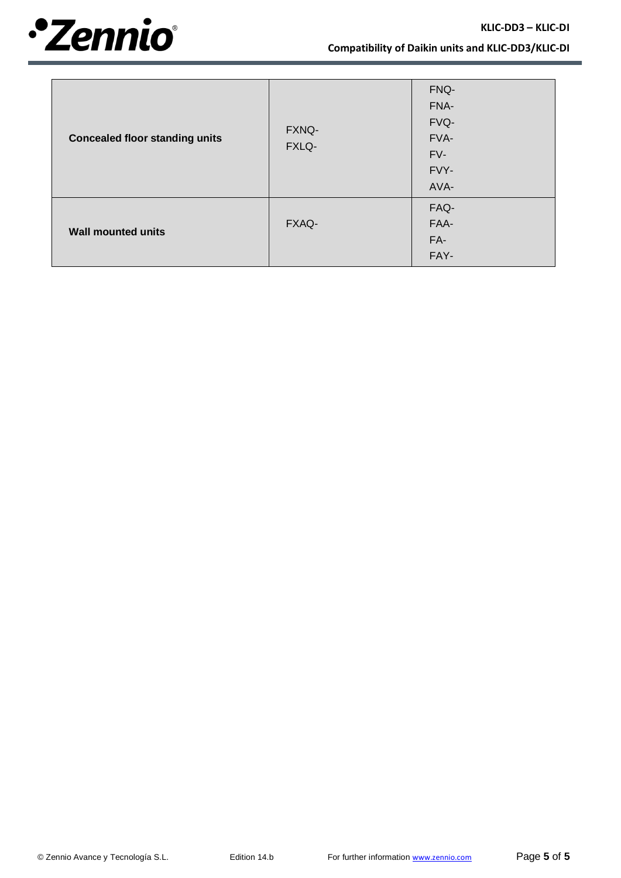| | | |
|---|---|---|
| **Concealed floor standing units** | FXNQ-<br>FXLQ- | FNQ-<br>FNA-<br>FVQ-<br>FVA-<br>FV-<br>FVY-<br>AVA- |
| **Wall mounted units** | FXAQ- | FAQ-<br>FAA-<br>FA-<br>FAY- |